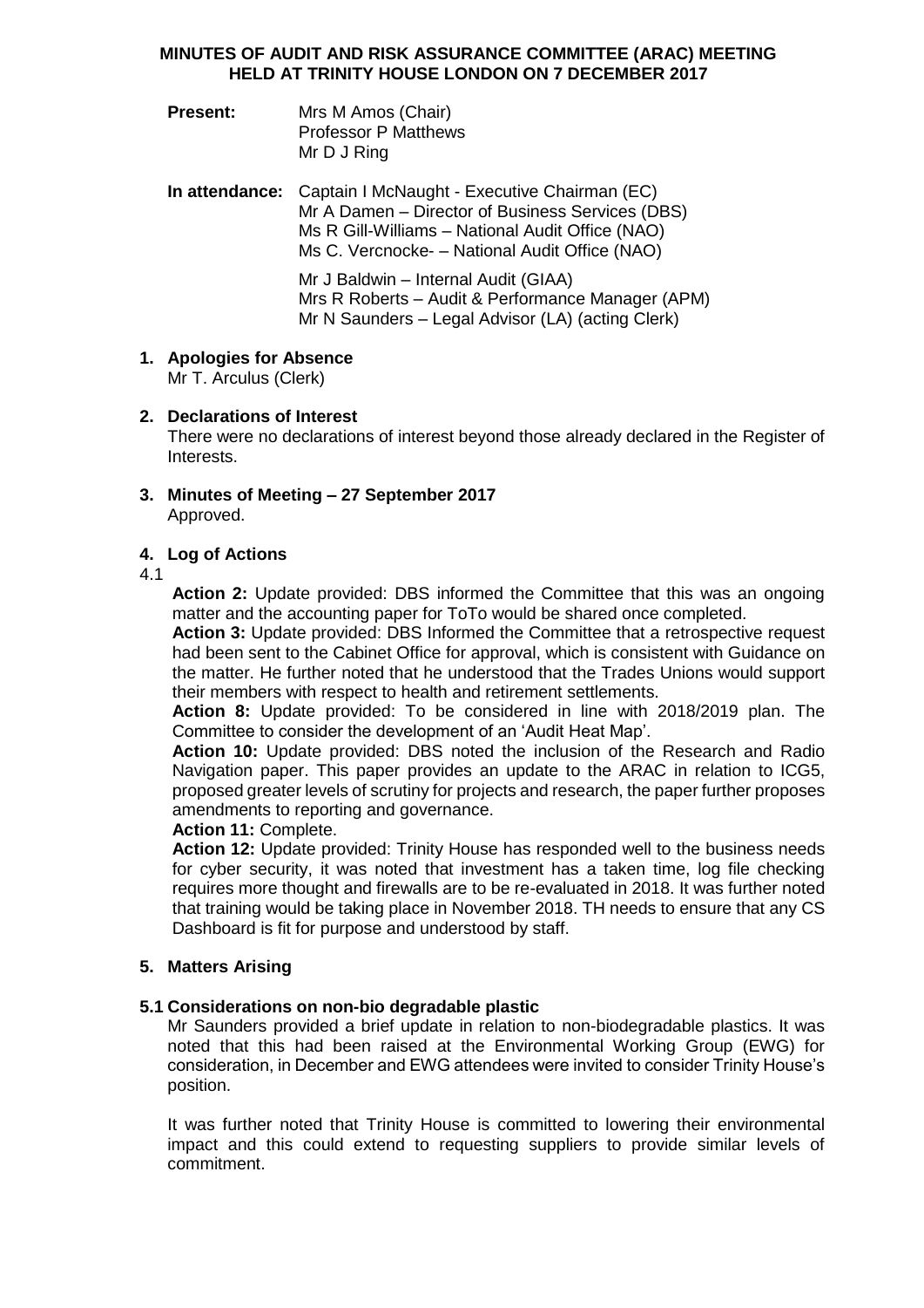**MINUTES OF AUDIT AND RISK ASSURANCE COMMITTEE (ARAC) MEETING HELD AT TRINITY HOUSE LONDON ON 7 DECEMBER 2017**

**Present:** Mrs M Amos (Chair)
Professor P Matthews
Mr D J Ring

**In attendance:** Captain I McNaught - Executive Chairman (EC)
Mr A Damen – Director of Business Services (DBS)
Ms R Gill-Williams – National Audit Office (NAO)
Ms C. Vercnocke- – National Audit Office (NAO)

Mr J Baldwin – Internal Audit (GIAA)
Mrs R Roberts – Audit & Performance Manager (APM)
Mr N Saunders – Legal Advisor (LA) (acting Clerk)

## 1. Apologies for Absence

Mr T. Arculus (Clerk)

## 2. Declarations of Interest

There were no declarations of interest beyond those already declared in the Register of Interests.

## 3. Minutes of Meeting – 27 September 2017

Approved.

## 4. Log of Actions

4.1

**Action 2:** Update provided: DBS informed the Committee that this was an ongoing matter and the accounting paper for ToTo would be shared once completed.

**Action 3:** Update provided: DBS Informed the Committee that a retrospective request had been sent to the Cabinet Office for approval, which is consistent with Guidance on the matter. He further noted that he understood that the Trades Unions would support their members with respect to health and retirement settlements.

**Action 8:** Update provided: To be considered in line with 2018/2019 plan. The Committee to consider the development of an 'Audit Heat Map'.

**Action 10:** Update provided: DBS noted the inclusion of the Research and Radio Navigation paper. This paper provides an update to the ARAC in relation to ICG5, proposed greater levels of scrutiny for projects and research, the paper further proposes amendments to reporting and governance.

**Action 11:** Complete.

**Action 12:** Update provided: Trinity House has responded well to the business needs for cyber security, it was noted that investment has a taken time, log file checking requires more thought and firewalls are to be re-evaluated in 2018. It was further noted that training would be taking place in November 2018. TH needs to ensure that any CS Dashboard is fit for purpose and understood by staff.

## 5. Matters Arising

### 5.1 Considerations on non-bio degradable plastic

Mr Saunders provided a brief update in relation to non-biodegradable plastics. It was noted that this had been raised at the Environmental Working Group (EWG) for consideration, in December and EWG attendees were invited to consider Trinity House's position.

It was further noted that Trinity House is committed to lowering their environmental impact and this could extend to requesting suppliers to provide similar levels of commitment.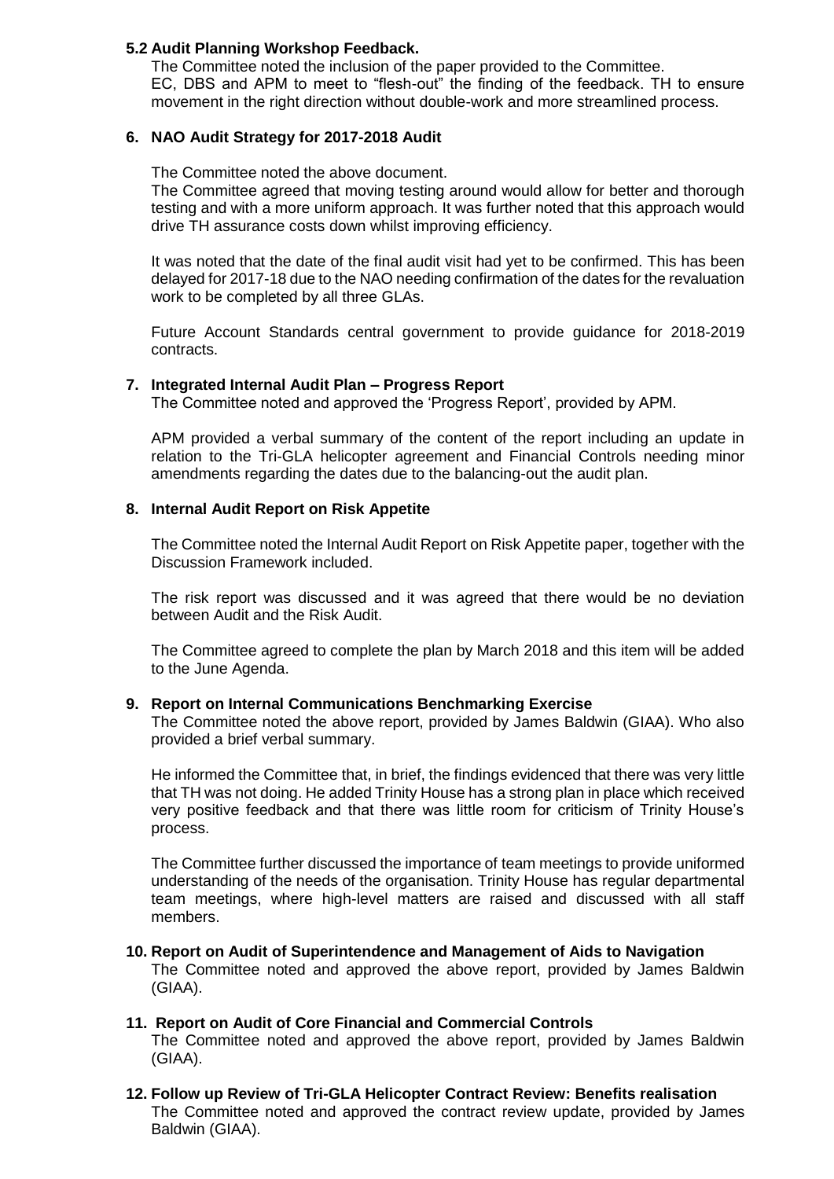### 5.2 Audit Planning Workshop Feedback.

The Committee noted the inclusion of the paper provided to the Committee.
EC, DBS and APM to meet to "flesh-out" the finding of the feedback. TH to ensure movement in the right direction without double-work and more streamlined process.

### 6. NAO Audit Strategy for 2017-2018 Audit

The Committee noted the above document.
The Committee agreed that moving testing around would allow for better and thorough testing and with a more uniform approach. It was further noted that this approach would drive TH assurance costs down whilst improving efficiency.

It was noted that the date of the final audit visit had yet to be confirmed. This has been delayed for 2017-18 due to the NAO needing confirmation of the dates for the revaluation work to be completed by all three GLAs.

Future Account Standards central government to provide guidance for 2018-2019 contracts.

### 7. Integrated Internal Audit Plan – Progress Report

The Committee noted and approved the 'Progress Report', provided by APM.

APM provided a verbal summary of the content of the report including an update in relation to the Tri-GLA helicopter agreement and Financial Controls needing minor amendments regarding the dates due to the balancing-out the audit plan.

### 8. Internal Audit Report on Risk Appetite

The Committee noted the Internal Audit Report on Risk Appetite paper, together with the Discussion Framework included.

The risk report was discussed and it was agreed that there would be no deviation between Audit and the Risk Audit.

The Committee agreed to complete the plan by March 2018 and this item will be added to the June Agenda.

### 9. Report on Internal Communications Benchmarking Exercise

The Committee noted the above report, provided by James Baldwin (GIAA). Who also provided a brief verbal summary.

He informed the Committee that, in brief, the findings evidenced that there was very little that TH was not doing. He added Trinity House has a strong plan in place which received very positive feedback and that there was little room for criticism of Trinity House's process.

The Committee further discussed the importance of team meetings to provide uniformed understanding of the needs of the organisation. Trinity House has regular departmental team meetings, where high-level matters are raised and discussed with all staff members.

### 10. Report on Audit of Superintendence and Management of Aids to Navigation

The Committee noted and approved the above report, provided by James Baldwin (GIAA).

### 11. Report on Audit of Core Financial and Commercial Controls

The Committee noted and approved the above report, provided by James Baldwin (GIAA).

### 12. Follow up Review of Tri-GLA Helicopter Contract Review: Benefits realisation

The Committee noted and approved the contract review update, provided by James Baldwin (GIAA).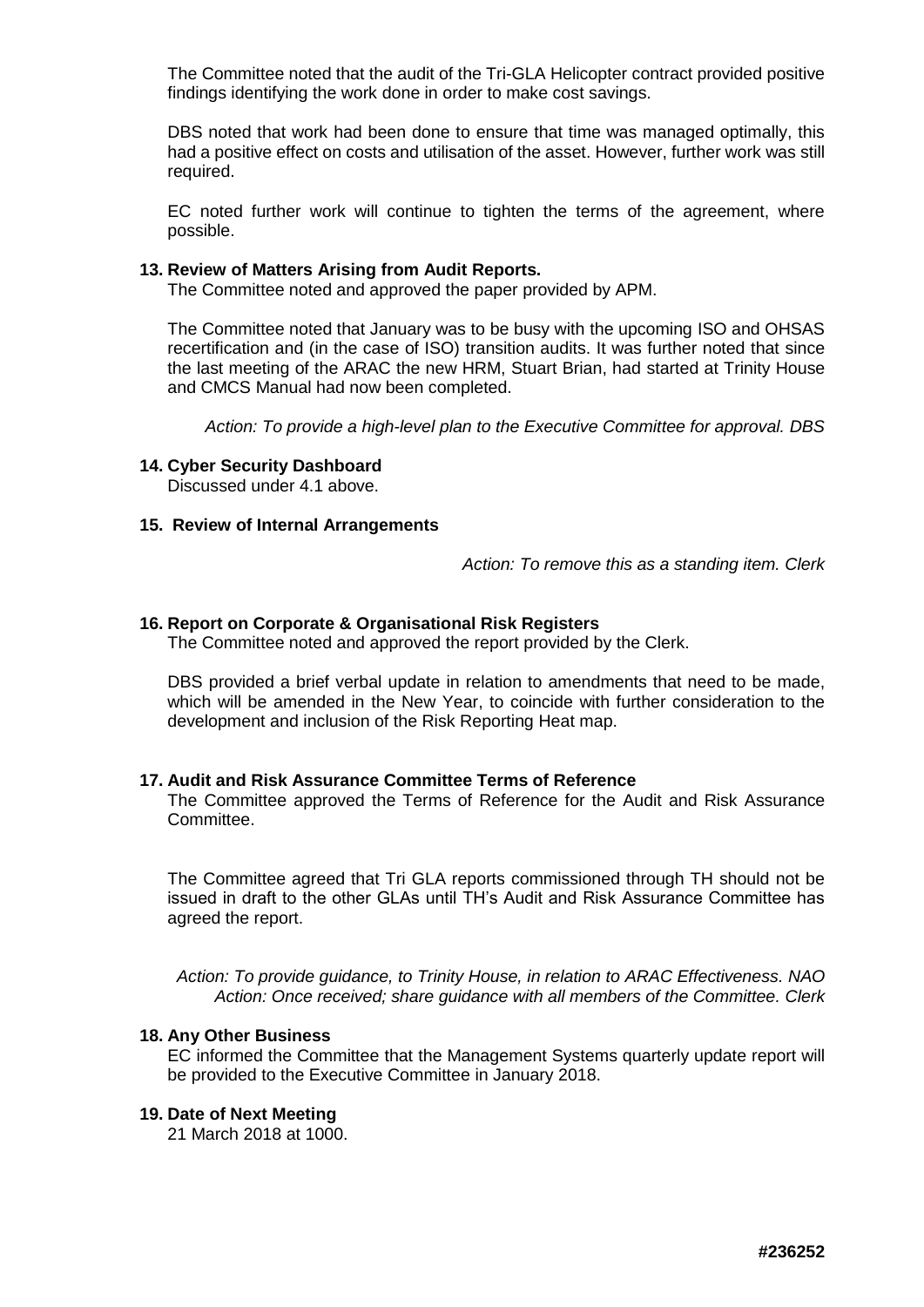The Committee noted that the audit of the Tri-GLA Helicopter contract provided positive findings identifying the work done in order to make cost savings.

DBS noted that work had been done to ensure that time was managed optimally, this had a positive effect on costs and utilisation of the asset. However, further work was still required.

EC noted further work will continue to tighten the terms of the agreement, where possible.

**13. Review of Matters Arising from Audit Reports.**

The Committee noted and approved the paper provided by APM.

The Committee noted that January was to be busy with the upcoming ISO and OHSAS recertification and (in the case of ISO) transition audits. It was further noted that since the last meeting of the ARAC the new HRM, Stuart Brian, had started at Trinity House and CMCS Manual had now been completed.

*Action: To provide a high-level plan to the Executive Committee for approval. DBS*

**14. Cyber Security Dashboard**

Discussed under 4.1 above.

**15. Review of Internal Arrangements**

*Action: To remove this as a standing item. Clerk*

**16. Report on Corporate & Organisational Risk Registers**

The Committee noted and approved the report provided by the Clerk.

DBS provided a brief verbal update in relation to amendments that need to be made, which will be amended in the New Year, to coincide with further consideration to the development and inclusion of the Risk Reporting Heat map.

**17. Audit and Risk Assurance Committee Terms of Reference**

The Committee approved the Terms of Reference for the Audit and Risk Assurance Committee.

The Committee agreed that Tri GLA reports commissioned through TH should not be issued in draft to the other GLAs until TH's Audit and Risk Assurance Committee has agreed the report.

*Action: To provide guidance, to Trinity House, in relation to ARAC Effectiveness. NAO*
*Action: Once received; share guidance with all members of the Committee. Clerk*

**18. Any Other Business**

EC informed the Committee that the Management Systems quarterly update report will be provided to the Executive Committee in January 2018.

**19. Date of Next Meeting**

21 March 2018 at 1000.

**#236252**